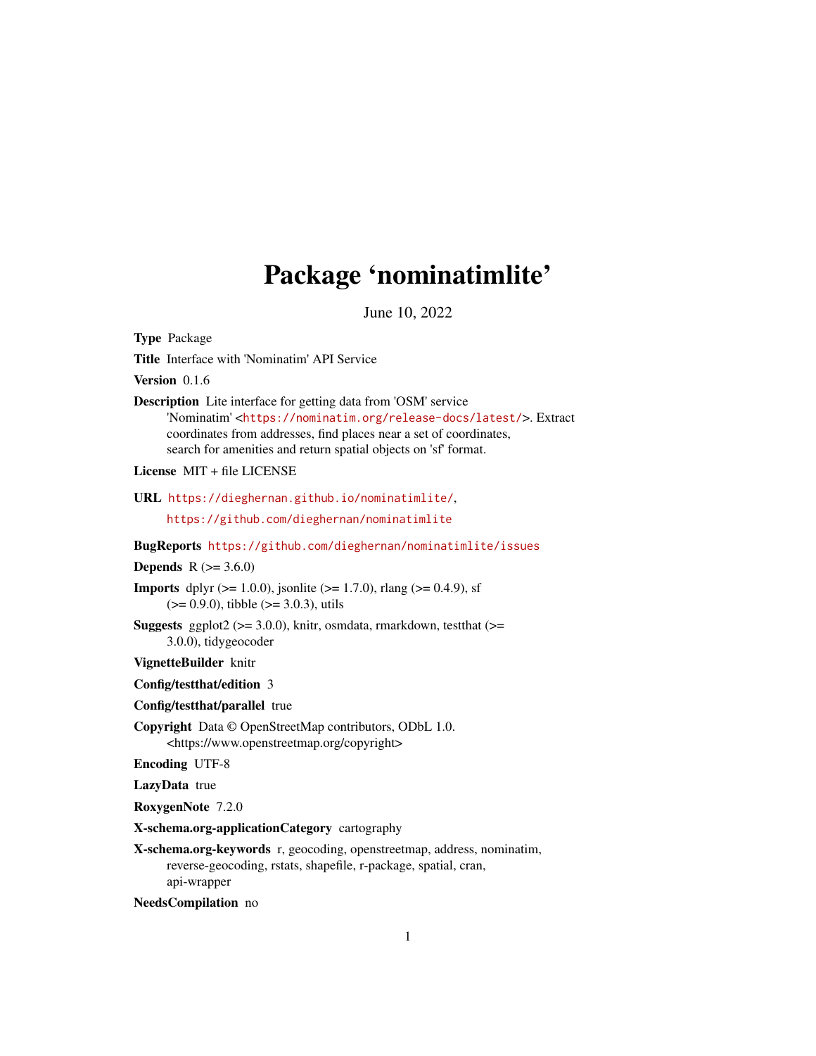# Package 'nominatimlite'

June 10, 2022

**Type** Package

**Title** Interface with 'Nominatim' API Service

**Version** 0.1.6

**Description** Lite interface for getting data from 'OSM' service 'Nominatim' <https://nominatim.org/release-docs/latest/>. Extract coordinates from addresses, find places near a set of coordinates, search for amenities and return spatial objects on 'sf' format.

**License** MIT + file LICENSE

**URL** https://dieghernan.github.io/nominatimlite/, https://github.com/dieghernan/nominatimlite

**BugReports** https://github.com/dieghernan/nominatimlite/issues

**Depends** R (>= 3.6.0)

**Imports** dplyr (>= 1.0.0), jsonlite (>= 1.7.0), rlang (>= 0.4.9), sf (>= 0.9.0), tibble (>= 3.0.3), utils

**Suggests** ggplot2 (>= 3.0.0), knitr, osmdata, rmarkdown, testthat (>= 3.0.0), tidygeocoder

**VignetteBuilder** knitr

**Config/testthat/edition** 3

**Config/testthat/parallel** true

**Copyright** Data © OpenStreetMap contributors, ODbL 1.0. <https://www.openstreetmap.org/copyright>

**Encoding** UTF-8

**LazyData** true

**RoxygenNote** 7.2.0

**X-schema.org-applicationCategory** cartography

**X-schema.org-keywords** r, geocoding, openstreetmap, address, nominatim, reverse-geocoding, rstats, shapefile, r-package, spatial, cran, api-wrapper

**NeedsCompilation** no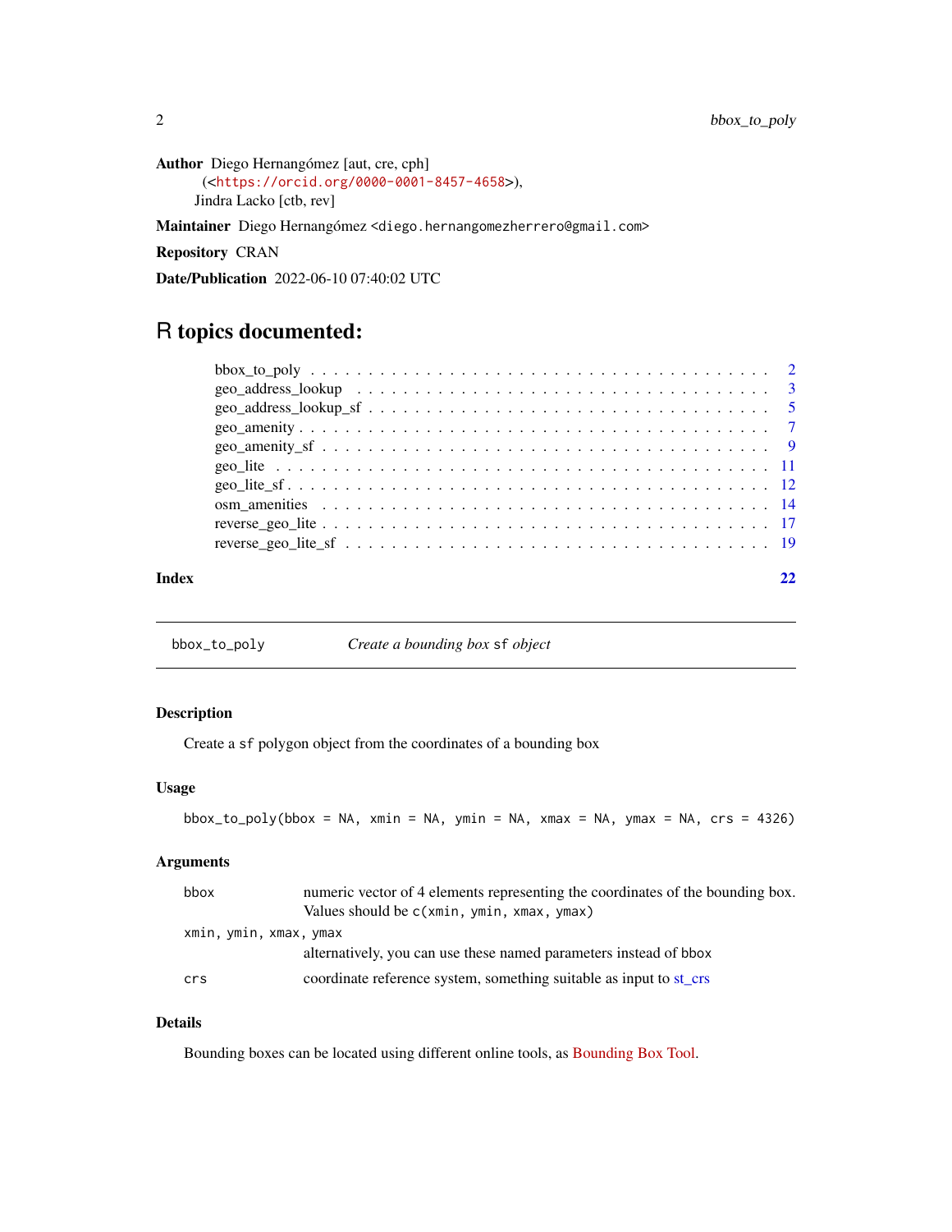**Author** Diego Hernangómez [aut, cre, cph] (<https://orcid.org/0000-0001-8457-4658>), Jindra Lacko [ctb, rev]

**Maintainer** Diego Hernangómez <diego.hernangomezherrero@gmail.com>

**Repository** CRAN

**Date/Publication** 2022-06-10 07:40:02 UTC

## R topics documented:

- bbox_to_poly . . . . . . . . . . . . . . . . . . . . . . . . . . . . . . . . . . . . . 2
- geo_address_lookup . . . . . . . . . . . . . . . . . . . . . . . . . . . . . . . . . 3
- geo_address_lookup_sf . . . . . . . . . . . . . . . . . . . . . . . . . . . . . . . 5
- geo_amenity . . . . . . . . . . . . . . . . . . . . . . . . . . . . . . . . . . . . . 7
- geo_amenity_sf . . . . . . . . . . . . . . . . . . . . . . . . . . . . . . . . . . . 9
- geo_lite . . . . . . . . . . . . . . . . . . . . . . . . . . . . . . . . . . . . . . . 11
- geo_lite_sf . . . . . . . . . . . . . . . . . . . . . . . . . . . . . . . . . . . . . 12
- osm_amenities . . . . . . . . . . . . . . . . . . . . . . . . . . . . . . . . . . . 14
- reverse_geo_lite . . . . . . . . . . . . . . . . . . . . . . . . . . . . . . . . . . 17
- reverse_geo_lite_sf . . . . . . . . . . . . . . . . . . . . . . . . . . . . . . . . 19

**Index** 22

---

## bbox_to_poly — *Create a bounding box `sf` object*

### Description

Create a `sf` polygon object from the coordinates of a bounding box

### Usage

```
bbox_to_poly(bbox = NA, xmin = NA, ymin = NA, xmax = NA, ymax = NA, crs = 4326)
```

### Arguments

| | |
|---|---|
| `bbox` | numeric vector of 4 elements representing the coordinates of the bounding box. Values should be `c(xmin, ymin, xmax, ymax)` |
| `xmin, ymin, xmax, ymax` | alternatively, you can use these named parameters instead of `bbox` |
| `crs` | coordinate reference system, something suitable as input to st_crs |

### Details

Bounding boxes can be located using different online tools, as Bounding Box Tool.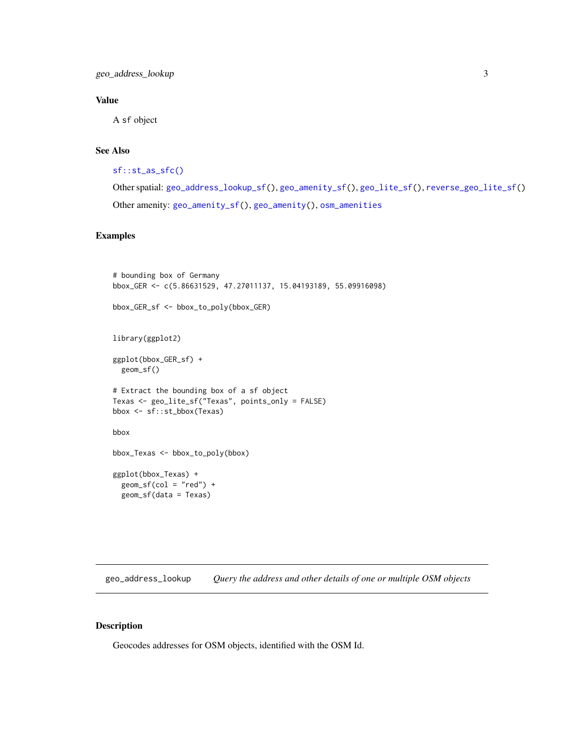## Value

A sf object

## See Also

sf::st_as_sfc()

Other spatial: geo_address_lookup_sf(), geo_amenity_sf(), geo_lite_sf(), reverse_geo_lite_sf()

Other amenity: geo_amenity_sf(), geo_amenity(), osm_amenities

## Examples

```
# bounding box of Germany
bbox_GER <- c(5.86631529, 47.27011137, 15.04193189, 55.09916098)

bbox_GER_sf <- bbox_to_poly(bbox_GER)


library(ggplot2)

ggplot(bbox_GER_sf) +
  geom_sf()

# Extract the bounding box of a sf object
Texas <- geo_lite_sf("Texas", points_only = FALSE)
bbox <- sf::st_bbox(Texas)

bbox

bbox_Texas <- bbox_to_poly(bbox)

ggplot(bbox_Texas) +
  geom_sf(col = "red") +
  geom_sf(data = Texas)
```

---

# geo_address_lookup *Query the address and other details of one or multiple OSM objects*

## Description

Geocodes addresses for OSM objects, identified with the OSM Id.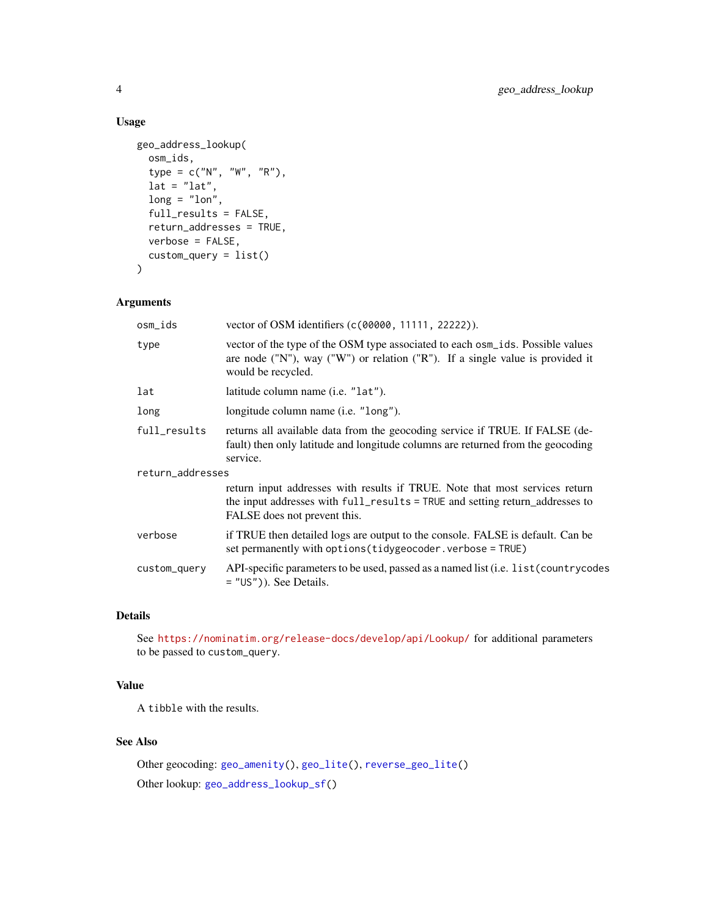### Usage

```
geo_address_lookup(
  osm_ids,
  type = c("N", "W", "R"),
  lat = "lat",
  long = "lon",
  full_results = FALSE,
  return_addresses = TRUE,
  verbose = FALSE,
  custom_query = list()
)
```

### Arguments

| Argument | Description |
|---|---|
| osm_ids | vector of OSM identifiers (`c(00000, 11111, 22222)`). |
| type | vector of the type of the OSM type associated to each `osm_ids`. Possible values are node ("N"), way ("W") or relation ("R"). If a single value is provided it would be recycled. |
| lat | latitude column name (i.e. `"lat"`). |
| long | longitude column name (i.e. `"long"`). |
| full_results | returns all available data from the geocoding service if TRUE. If FALSE (default) then only latitude and longitude columns are returned from the geocoding service. |
| return_addresses | return input addresses with results if TRUE. Note that most services return the input addresses with `full_results = TRUE` and setting return_addresses to FALSE does not prevent this. |
| verbose | if TRUE then detailed logs are output to the console. FALSE is default. Can be set permanently with `options(tidygeocoder.verbose = TRUE)` |
| custom_query | API-specific parameters to be used, passed as a named list (i.e. `list(countrycodes = "US")`). See Details. |

### Details

See https://nominatim.org/release-docs/develop/api/Lookup/ for additional parameters to be passed to `custom_query`.

### Value

A `tibble` with the results.

### See Also

Other geocoding: `geo_amenity()`, `geo_lite()`, `reverse_geo_lite()`

Other lookup: `geo_address_lookup_sf()`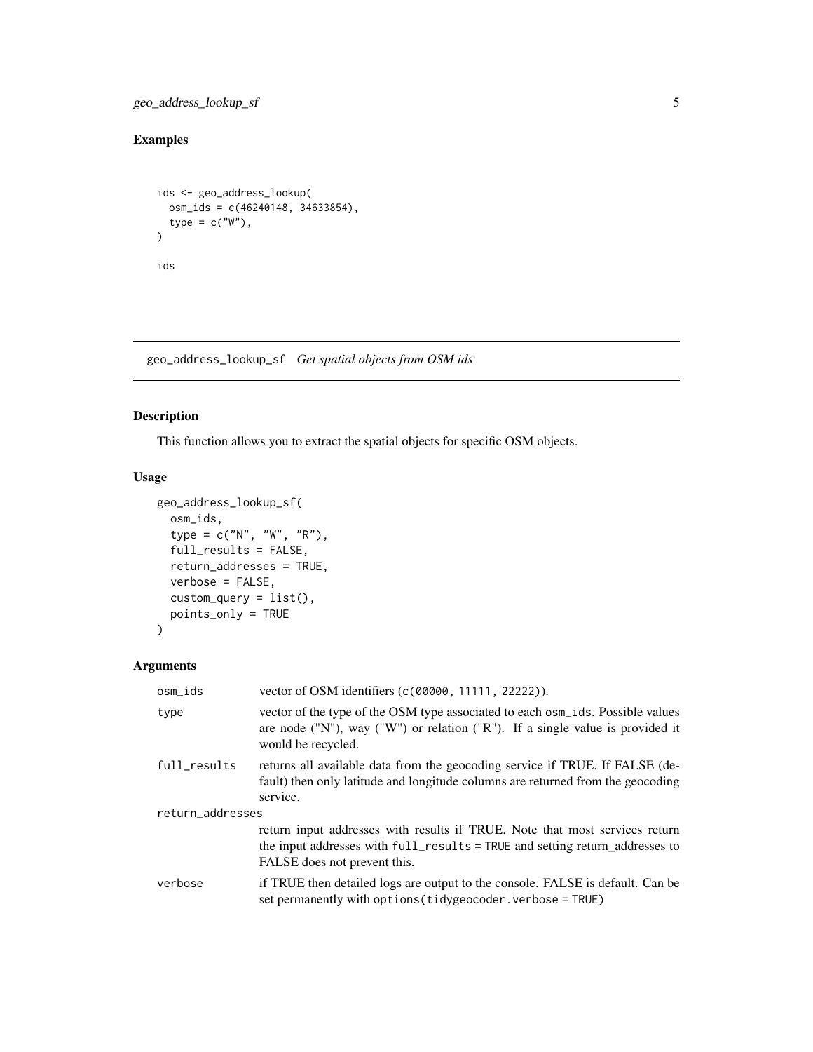## Examples

```
ids <- geo_address_lookup(
  osm_ids = c(46240148, 34633854),
  type = c("W"),
)

ids
```

---

## geo_address_lookup_sf *Get spatial objects from OSM ids*

### Description

This function allows you to extract the spatial objects for specific OSM objects.

### Usage

```
geo_address_lookup_sf(
  osm_ids,
  type = c("N", "W", "R"),
  full_results = FALSE,
  return_addresses = TRUE,
  verbose = FALSE,
  custom_query = list(),
  points_only = TRUE
)
```

### Arguments

| | |
|---|---|
| osm_ids | vector of OSM identifiers (`c(00000, 11111, 22222)`). |
| type | vector of the type of the OSM type associated to each `osm_ids`. Possible values are node ("N"), way ("W") or relation ("R"). If a single value is provided it would be recycled. |
| full_results | returns all available data from the geocoding service if TRUE. If FALSE (default) then only latitude and longitude columns are returned from the geocoding service. |
| return_addresses | return input addresses with results if TRUE. Note that most services return the input addresses with `full_results = TRUE` and setting return_addresses to FALSE does not prevent this. |
| verbose | if TRUE then detailed logs are output to the console. FALSE is default. Can be set permanently with `options(tidygeocoder.verbose = TRUE)` |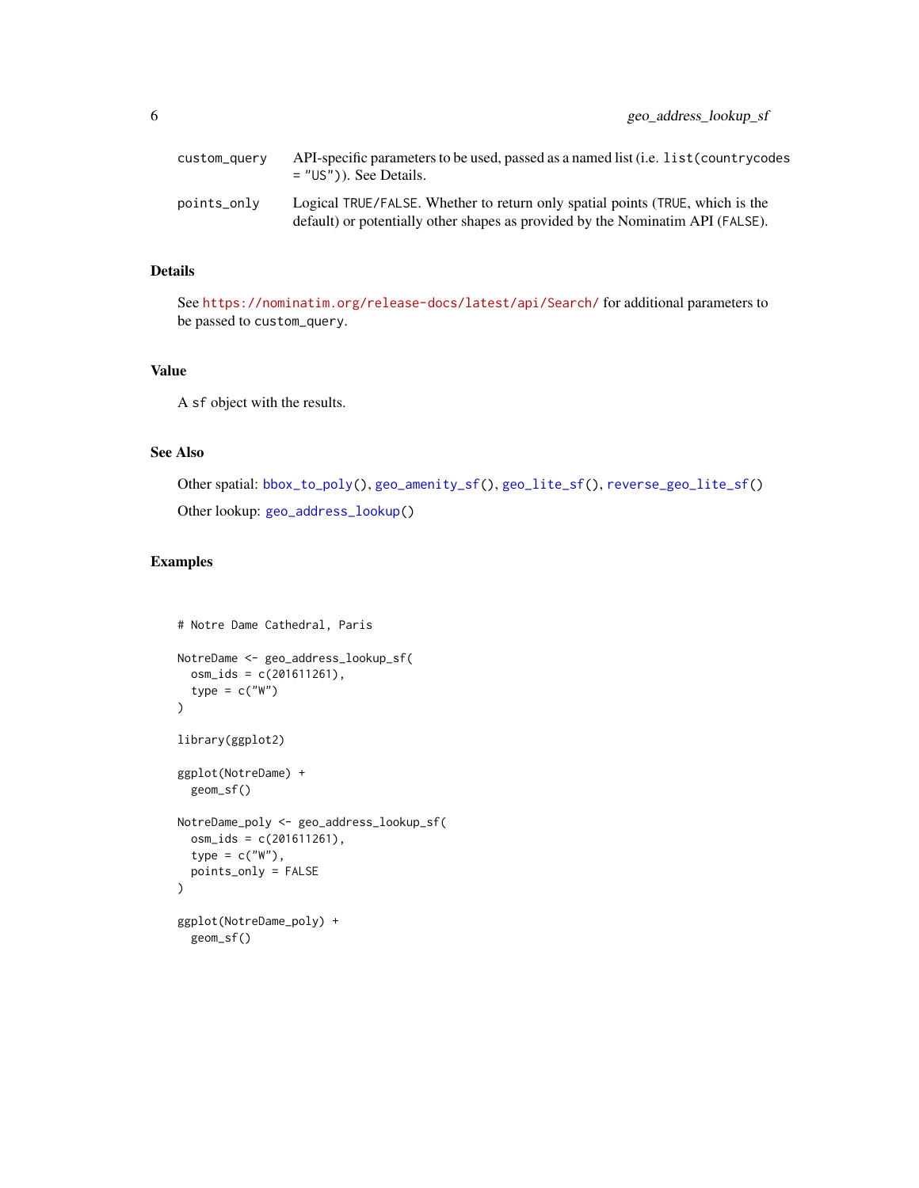| | |
|---|---|
| `custom_query` | API-specific parameters to be used, passed as a named list (i.e. `list(countrycodes = "US")`). See Details. |
| `points_only` | Logical `TRUE`/`FALSE`. Whether to return only spatial points (`TRUE`, which is the default) or potentially other shapes as provided by the Nominatim API (`FALSE`). |

### Details

See https://nominatim.org/release-docs/latest/api/Search/ for additional parameters to be passed to `custom_query`.

### Value

A `sf` object with the results.

### See Also

Other spatial: `bbox_to_poly()`, `geo_amenity_sf()`, `geo_lite_sf()`, `reverse_geo_lite_sf()`

Other lookup: `geo_address_lookup()`

### Examples

```
# Notre Dame Cathedral, Paris

NotreDame <- geo_address_lookup_sf(
  osm_ids = c(201611261),
  type = c("W")
)

library(ggplot2)

ggplot(NotreDame) +
  geom_sf()

NotreDame_poly <- geo_address_lookup_sf(
  osm_ids = c(201611261),
  type = c("W"),
  points_only = FALSE
)

ggplot(NotreDame_poly) +
  geom_sf()
```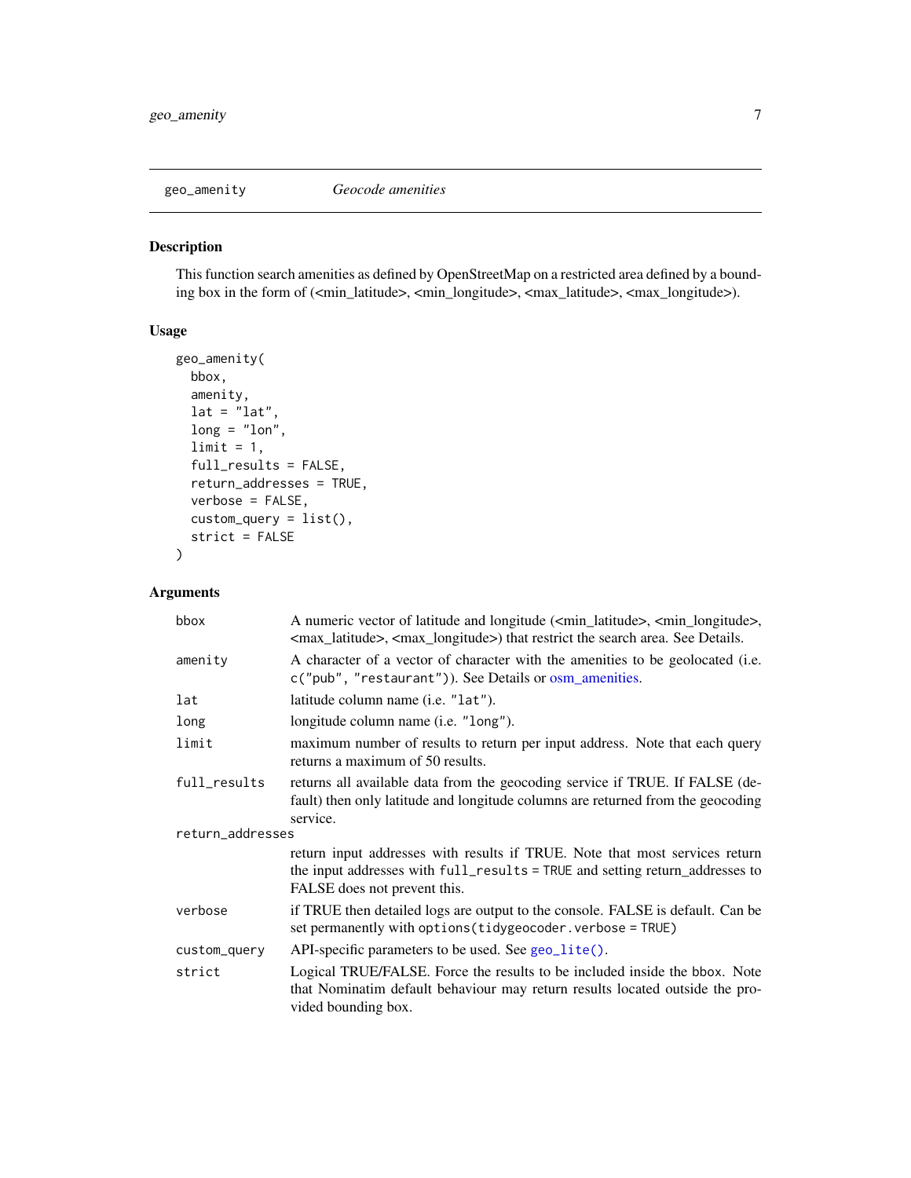## geo_amenity — *Geocode amenities*

### Description

This function search amenities as defined by OpenStreetMap on a restricted area defined by a bounding box in the form of (<min_latitude>, <min_longitude>, <max_latitude>, <max_longitude>).

### Usage

```
geo_amenity(
  bbox,
  amenity,
  lat = "lat",
  long = "lon",
  limit = 1,
  full_results = FALSE,
  return_addresses = TRUE,
  verbose = FALSE,
  custom_query = list(),
  strict = FALSE
)
```

### Arguments

| | |
|---|---|
| `bbox` | A numeric vector of latitude and longitude (<min_latitude>, <min_longitude>, <max_latitude>, <max_longitude>) that restrict the search area. See Details. |
| `amenity` | A character of a vector of character with the amenities to be geolocated (i.e. `c("pub", "restaurant")`). See Details or osm_amenities. |
| `lat` | latitude column name (i.e. `"lat"`). |
| `long` | longitude column name (i.e. `"long"`). |
| `limit` | maximum number of results to return per input address. Note that each query returns a maximum of 50 results. |
| `full_results` | returns all available data from the geocoding service if TRUE. If FALSE (default) then only latitude and longitude columns are returned from the geocoding service. |
| `return_addresses` | return input addresses with results if TRUE. Note that most services return the input addresses with `full_results = TRUE` and setting return_addresses to FALSE does not prevent this. |
| `verbose` | if TRUE then detailed logs are output to the console. FALSE is default. Can be set permanently with `options(tidygeocoder.verbose = TRUE)` |
| `custom_query` | API-specific parameters to be used. See `geo_lite()`. |
| `strict` | Logical TRUE/FALSE. Force the results to be included inside the `bbox`. Note that Nominatim default behaviour may return results located outside the provided bounding box. |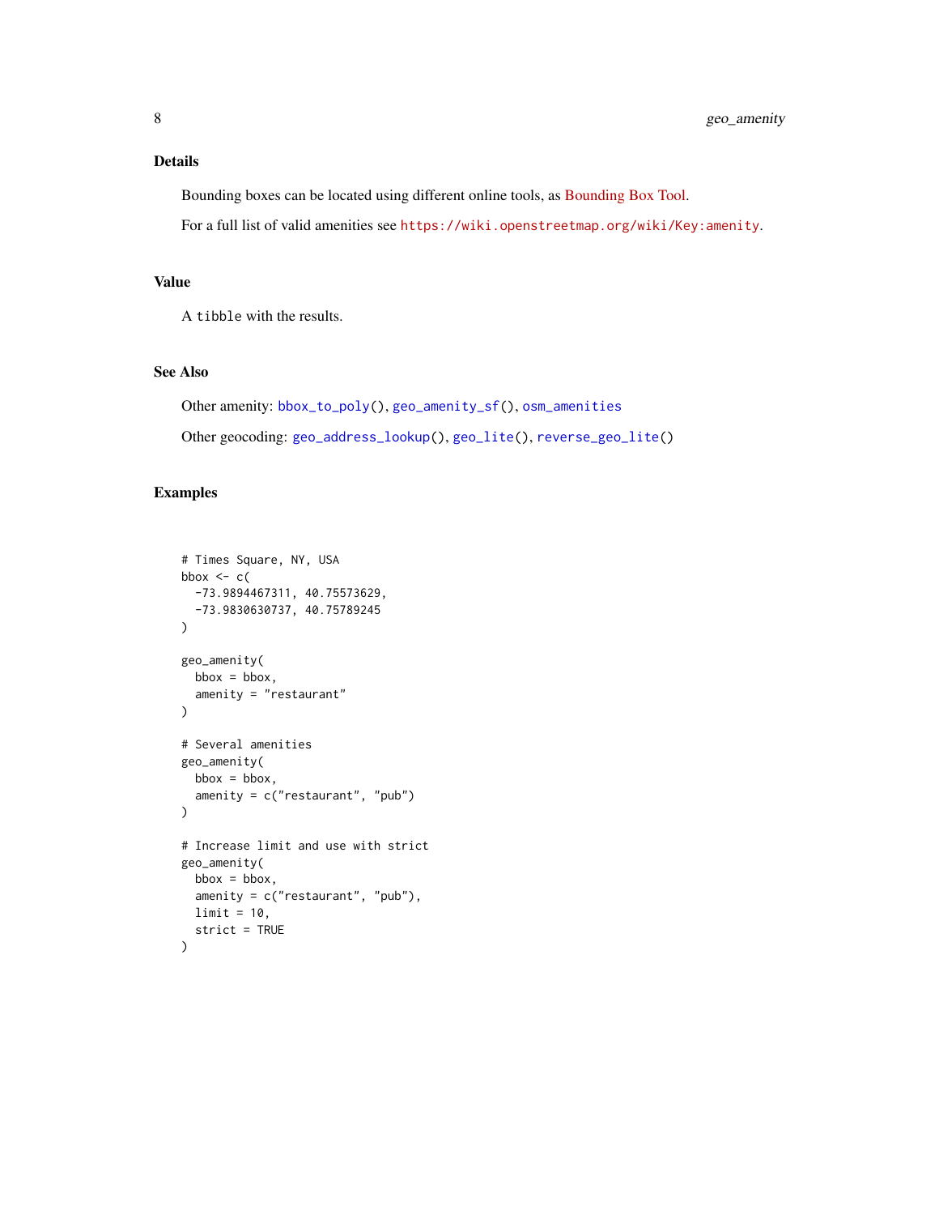### Details

Bounding boxes can be located using different online tools, as Bounding Box Tool.

For a full list of valid amenities see https://wiki.openstreetmap.org/wiki/Key:amenity.

### Value

A `tibble` with the results.

### See Also

Other amenity: `bbox_to_poly()`, `geo_amenity_sf()`, `osm_amenities`

Other geocoding: `geo_address_lookup()`, `geo_lite()`, `reverse_geo_lite()`

### Examples

```
# Times Square, NY, USA
bbox <- c(
  -73.9894467311, 40.75573629,
  -73.9830630737, 40.75789245
)

geo_amenity(
  bbox = bbox,
  amenity = "restaurant"
)

# Several amenities
geo_amenity(
  bbox = bbox,
  amenity = c("restaurant", "pub")
)

# Increase limit and use with strict
geo_amenity(
  bbox = bbox,
  amenity = c("restaurant", "pub"),
  limit = 10,
  strict = TRUE
)
```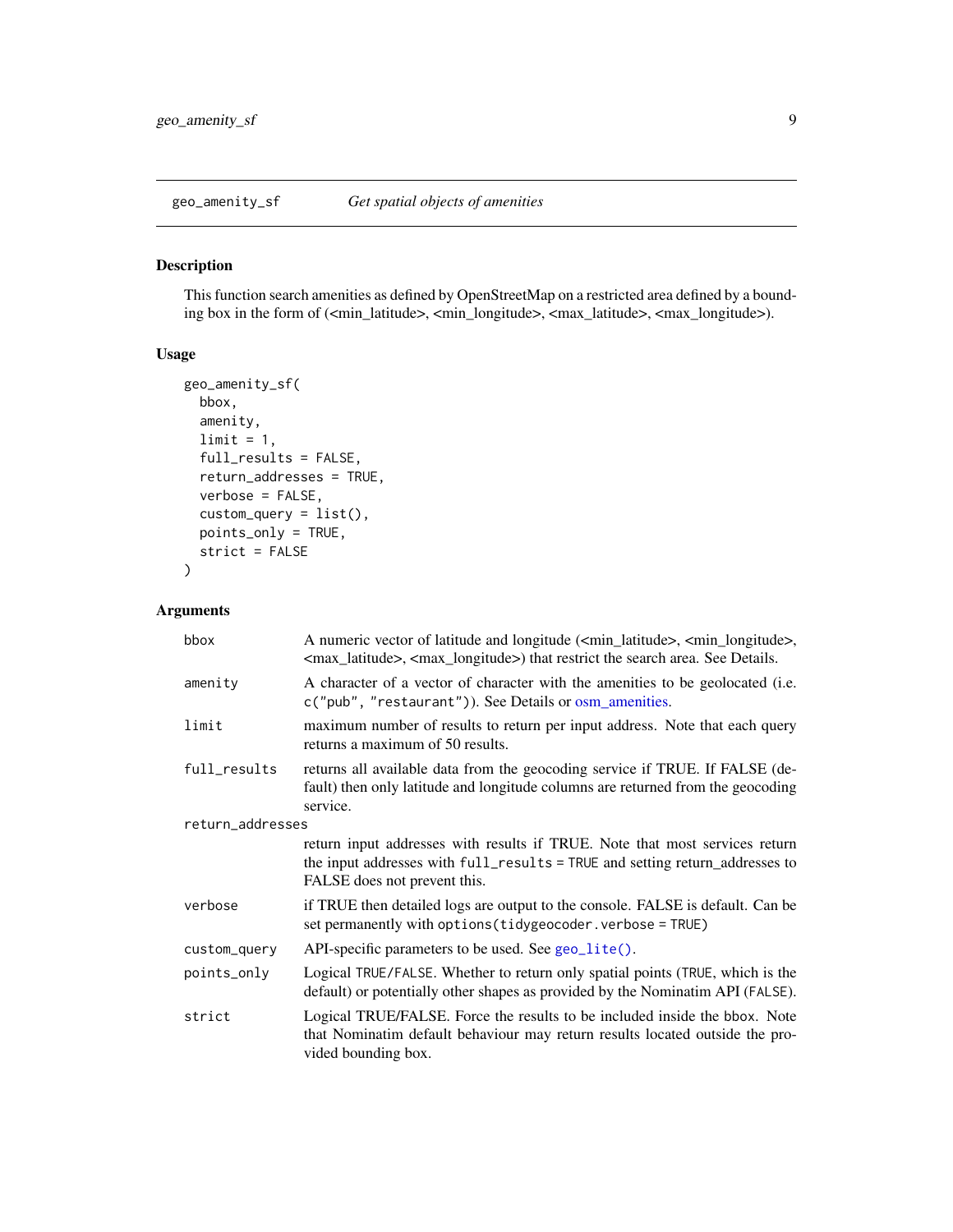## geo_amenity_sf — *Get spatial objects of amenities*

### Description

This function search amenities as defined by OpenStreetMap on a restricted area defined by a bounding box in the form of (<min_latitude>, <min_longitude>, <max_latitude>, <max_longitude>).

### Usage

```
geo_amenity_sf(
  bbox,
  amenity,
  limit = 1,
  full_results = FALSE,
  return_addresses = TRUE,
  verbose = FALSE,
  custom_query = list(),
  points_only = TRUE,
  strict = FALSE
)
```

### Arguments

| | |
|---|---|
| `bbox` | A numeric vector of latitude and longitude (<min_latitude>, <min_longitude>, <max_latitude>, <max_longitude>) that restrict the search area. See Details. |
| `amenity` | A character of a vector of character with the amenities to be geolocated (i.e. `c("pub", "restaurant")`). See Details or osm_amenities. |
| `limit` | maximum number of results to return per input address. Note that each query returns a maximum of 50 results. |
| `full_results` | returns all available data from the geocoding service if TRUE. If FALSE (default) then only latitude and longitude columns are returned from the geocoding service. |
| `return_addresses` | return input addresses with results if TRUE. Note that most services return the input addresses with `full_results = TRUE` and setting return_addresses to FALSE does not prevent this. |
| `verbose` | if TRUE then detailed logs are output to the console. FALSE is default. Can be set permanently with `options(tidygeocoder.verbose = TRUE)` |
| `custom_query` | API-specific parameters to be used. See `geo_lite()`. |
| `points_only` | Logical `TRUE/FALSE`. Whether to return only spatial points (`TRUE`, which is the default) or potentially other shapes as provided by the Nominatim API (`FALSE`). |
| `strict` | Logical TRUE/FALSE. Force the results to be included inside the `bbox`. Note that Nominatim default behaviour may return results located outside the provided bounding box. |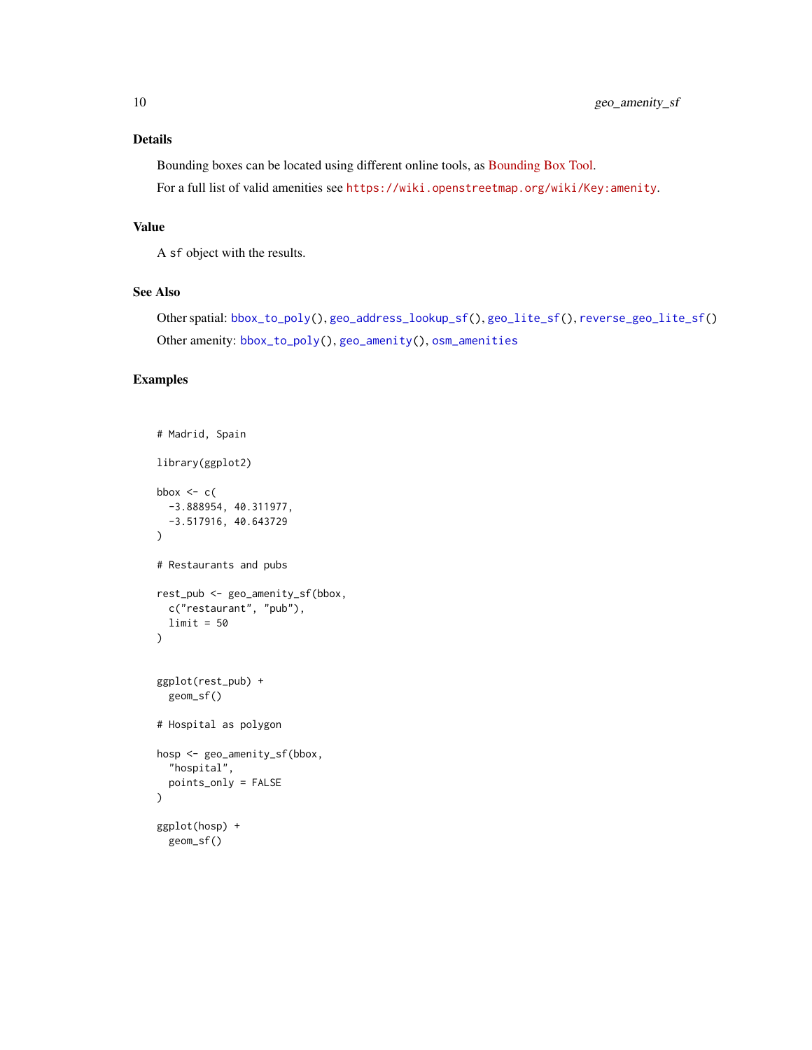## Details

Bounding boxes can be located using different online tools, as Bounding Box Tool.

For a full list of valid amenities see `https://wiki.openstreetmap.org/wiki/Key:amenity`.

## Value

A `sf` object with the results.

## See Also

Other spatial: `bbox_to_poly()`, `geo_address_lookup_sf()`, `geo_lite_sf()`, `reverse_geo_lite_sf()`

Other amenity: `bbox_to_poly()`, `geo_amenity()`, `osm_amenities`

## Examples

```
# Madrid, Spain

library(ggplot2)

bbox <- c(
  -3.888954, 40.311977,
  -3.517916, 40.643729
)

# Restaurants and pubs

rest_pub <- geo_amenity_sf(bbox,
  c("restaurant", "pub"),
  limit = 50
)


ggplot(rest_pub) +
  geom_sf()

# Hospital as polygon

hosp <- geo_amenity_sf(bbox,
  "hospital",
  points_only = FALSE
)

ggplot(hosp) +
  geom_sf()
```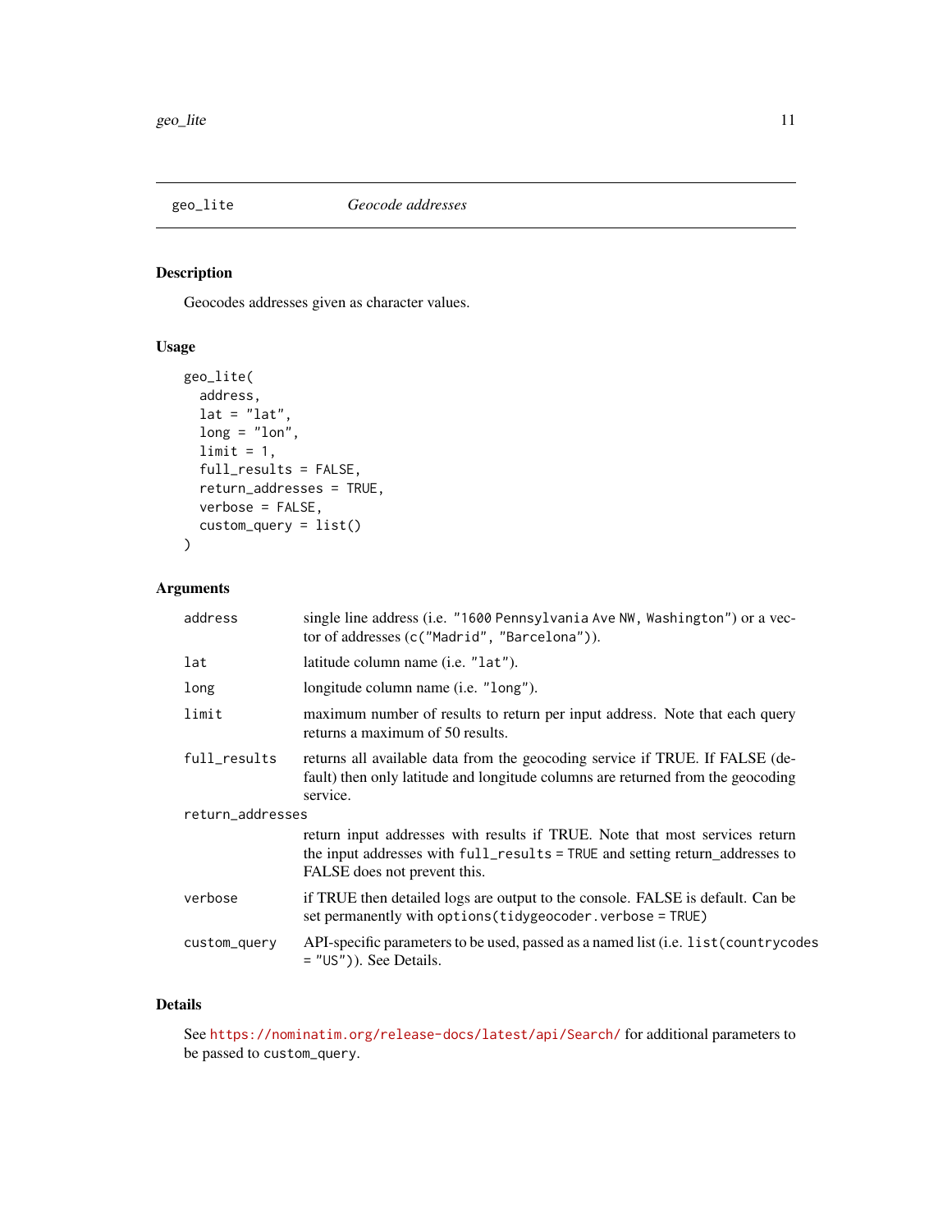# geo_lite — *Geocode addresses*

## Description

Geocodes addresses given as character values.

## Usage

```
geo_lite(
  address,
  lat = "lat",
  long = "lon",
  limit = 1,
  full_results = FALSE,
  return_addresses = TRUE,
  verbose = FALSE,
  custom_query = list()
)
```

## Arguments

| Argument | Description |
| --- | --- |
| address | single line address (i.e. "1600 Pennsylvania Ave NW, Washington") or a vector of addresses (c("Madrid", "Barcelona")). |
| lat | latitude column name (i.e. "lat"). |
| long | longitude column name (i.e. "long"). |
| limit | maximum number of results to return per input address. Note that each query returns a maximum of 50 results. |
| full_results | returns all available data from the geocoding service if TRUE. If FALSE (default) then only latitude and longitude columns are returned from the geocoding service. |
| return_addresses | return input addresses with results if TRUE. Note that most services return the input addresses with full_results = TRUE and setting return_addresses to FALSE does not prevent this. |
| verbose | if TRUE then detailed logs are output to the console. FALSE is default. Can be set permanently with options(tidygeocoder.verbose = TRUE) |
| custom_query | API-specific parameters to be used, passed as a named list (i.e. list(countrycodes = "US")). See Details. |

## Details

See https://nominatim.org/release-docs/latest/api/Search/ for additional parameters to be passed to custom_query.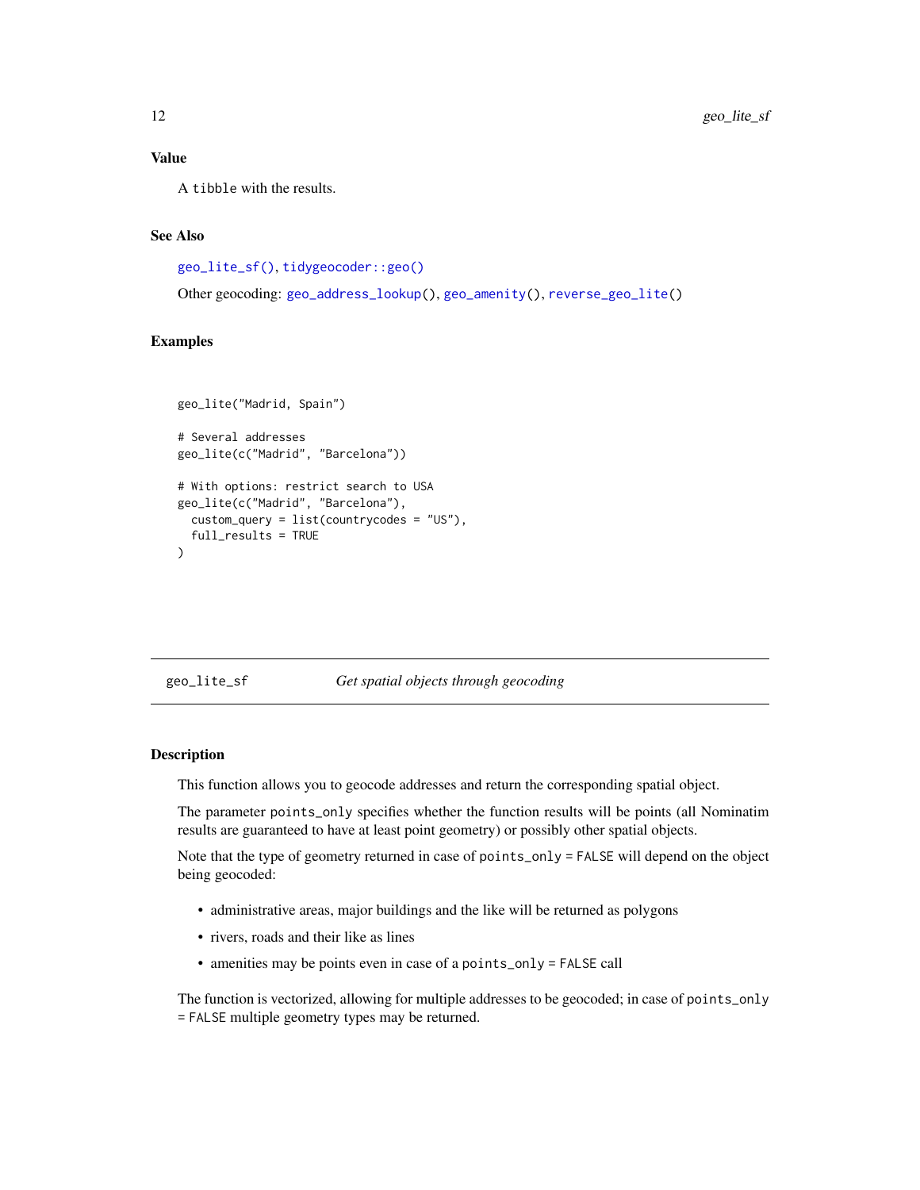### Value

A `tibble` with the results.

### See Also

`geo_lite_sf()`, `tidygeocoder::geo()`

Other geocoding: `geo_address_lookup()`, `geo_amenity()`, `reverse_geo_lite()`

### Examples

```
geo_lite("Madrid, Spain")

# Several addresses
geo_lite(c("Madrid", "Barcelona"))

# With options: restrict search to USA
geo_lite(c("Madrid", "Barcelona"),
  custom_query = list(countrycodes = "US"),
  full_results = TRUE
)
```

---

## geo_lite_sf — *Get spatial objects through geocoding*

### Description

This function allows you to geocode addresses and return the corresponding spatial object.

The parameter `points_only` specifies whether the function results will be points (all Nominatim results are guaranteed to have at least point geometry) or possibly other spatial objects.

Note that the type of geometry returned in case of `points_only = FALSE` will depend on the object being geocoded:

- administrative areas, major buildings and the like will be returned as polygons
- rivers, roads and their like as lines
- amenities may be points even in case of a `points_only = FALSE` call

The function is vectorized, allowing for multiple addresses to be geocoded; in case of `points_only = FALSE` multiple geometry types may be returned.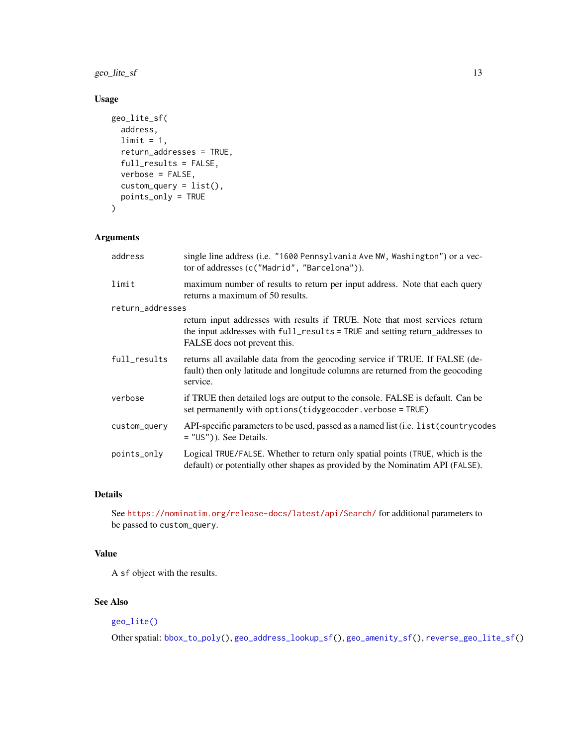## Usage

```
geo_lite_sf(
  address,
  limit = 1,
  return_addresses = TRUE,
  full_results = FALSE,
  verbose = FALSE,
  custom_query = list(),
  points_only = TRUE
)
```

## Arguments

| Argument | Description |
|---|---|
| address | single line address (i.e. `"1600 Pennsylvania Ave NW, Washington"`) or a vector of addresses (`c("Madrid", "Barcelona")`). |
| limit | maximum number of results to return per input address. Note that each query returns a maximum of 50 results. |
| return_addresses | return input addresses with results if TRUE. Note that most services return the input addresses with `full_results = TRUE` and setting return_addresses to FALSE does not prevent this. |
| full_results | returns all available data from the geocoding service if TRUE. If FALSE (default) then only latitude and longitude columns are returned from the geocoding service. |
| verbose | if TRUE then detailed logs are output to the console. FALSE is default. Can be set permanently with `options(tidygeocoder.verbose = TRUE)` |
| custom_query | API-specific parameters to be used, passed as a named list (i.e. `list(countrycodes = "US")`). See Details. |
| points_only | Logical `TRUE`/`FALSE`. Whether to return only spatial points (`TRUE`, which is the default) or potentially other shapes as provided by the Nominatim API (`FALSE`). |

## Details

See https://nominatim.org/release-docs/latest/api/Search/ for additional parameters to be passed to `custom_query`.

## Value

A `sf` object with the results.

## See Also

`geo_lite()`

Other spatial: `bbox_to_poly()`, `geo_address_lookup_sf()`, `geo_amenity_sf()`, `reverse_geo_lite_sf()`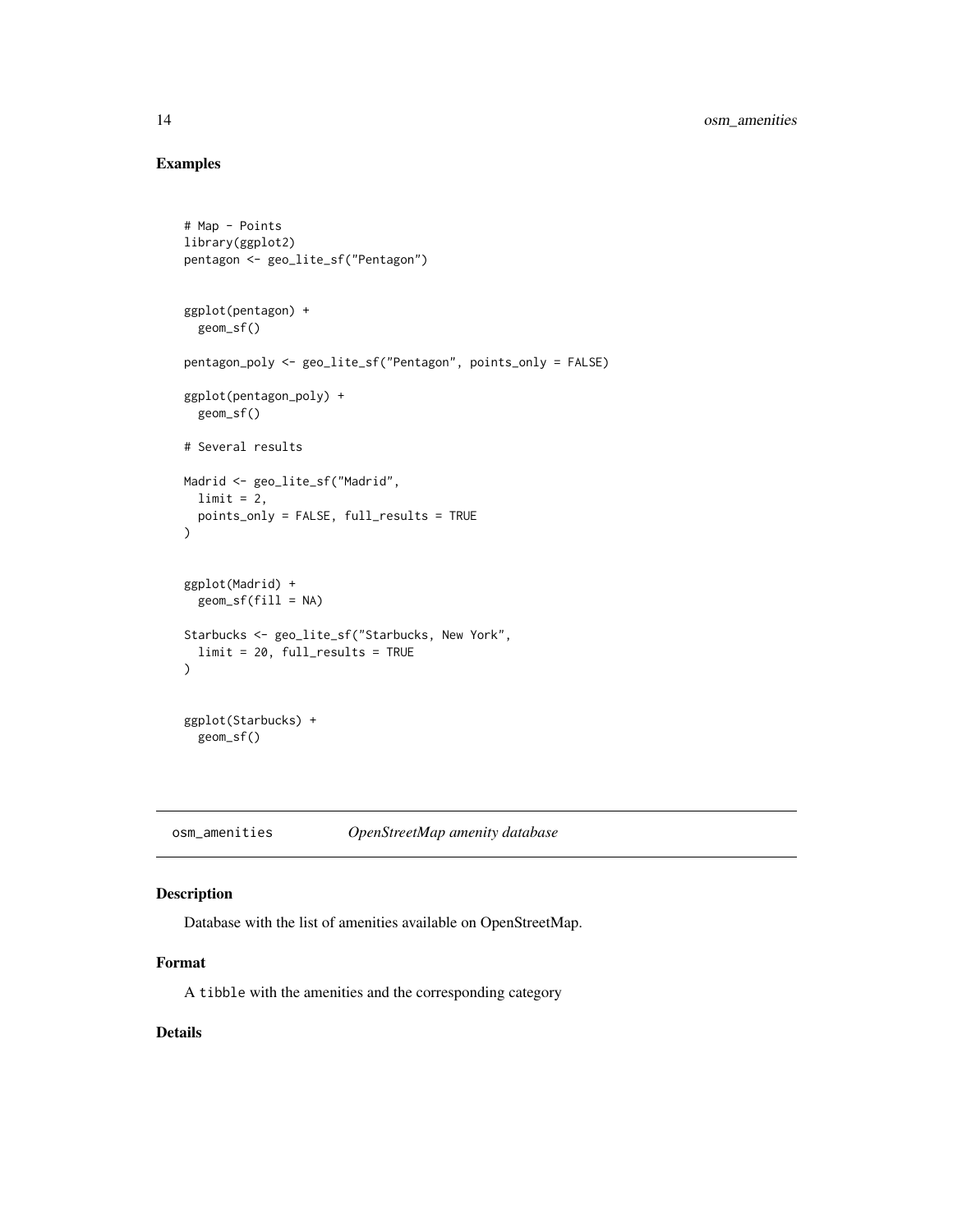## Examples

```
# Map - Points
library(ggplot2)
pentagon <- geo_lite_sf("Pentagon")


ggplot(pentagon) +
  geom_sf()

pentagon_poly <- geo_lite_sf("Pentagon", points_only = FALSE)

ggplot(pentagon_poly) +
  geom_sf()

# Several results

Madrid <- geo_lite_sf("Madrid",
  limit = 2,
  points_only = FALSE, full_results = TRUE
)


ggplot(Madrid) +
  geom_sf(fill = NA)

Starbucks <- geo_lite_sf("Starbucks, New York",
  limit = 20, full_results = TRUE
)


ggplot(Starbucks) +
  geom_sf()
```

---

# osm_amenities *OpenStreetMap amenity database*

## Description

Database with the list of amenities available on OpenStreetMap.

## Format

A `tibble` with the amenities and the corresponding category

## Details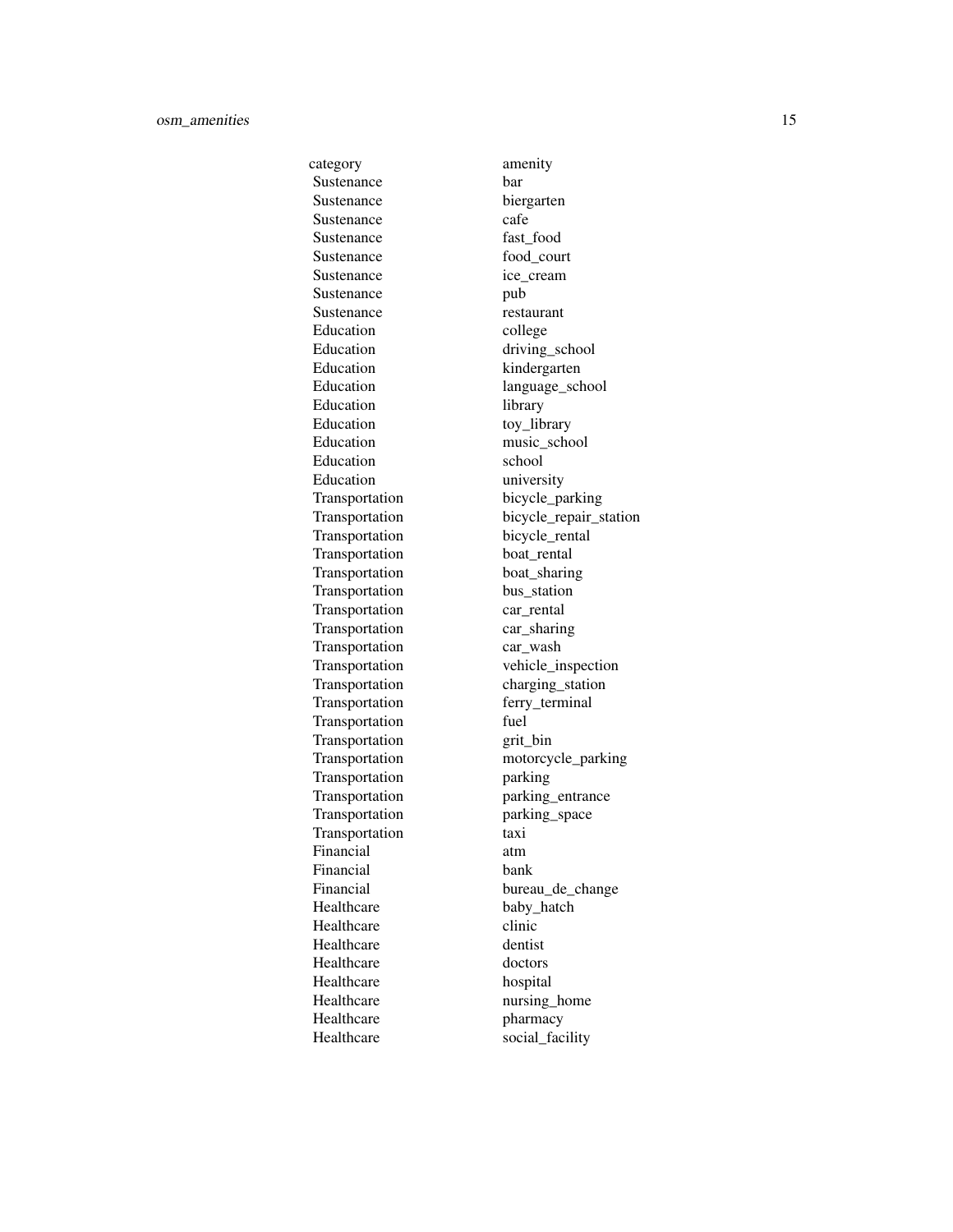| category | amenity |
|---|---|
| Sustenance | bar |
| Sustenance | biergarten |
| Sustenance | cafe |
| Sustenance | fast_food |
| Sustenance | food_court |
| Sustenance | ice_cream |
| Sustenance | pub |
| Sustenance | restaurant |
| Education | college |
| Education | driving_school |
| Education | kindergarten |
| Education | language_school |
| Education | library |
| Education | toy_library |
| Education | music_school |
| Education | school |
| Education | university |
| Transportation | bicycle_parking |
| Transportation | bicycle_repair_station |
| Transportation | bicycle_rental |
| Transportation | boat_rental |
| Transportation | boat_sharing |
| Transportation | bus_station |
| Transportation | car_rental |
| Transportation | car_sharing |
| Transportation | car_wash |
| Transportation | vehicle_inspection |
| Transportation | charging_station |
| Transportation | ferry_terminal |
| Transportation | fuel |
| Transportation | grit_bin |
| Transportation | motorcycle_parking |
| Transportation | parking |
| Transportation | parking_entrance |
| Transportation | parking_space |
| Transportation | taxi |
| Financial | atm |
| Financial | bank |
| Financial | bureau_de_change |
| Healthcare | baby_hatch |
| Healthcare | clinic |
| Healthcare | dentist |
| Healthcare | doctors |
| Healthcare | hospital |
| Healthcare | nursing_home |
| Healthcare | pharmacy |
| Healthcare | social_facility |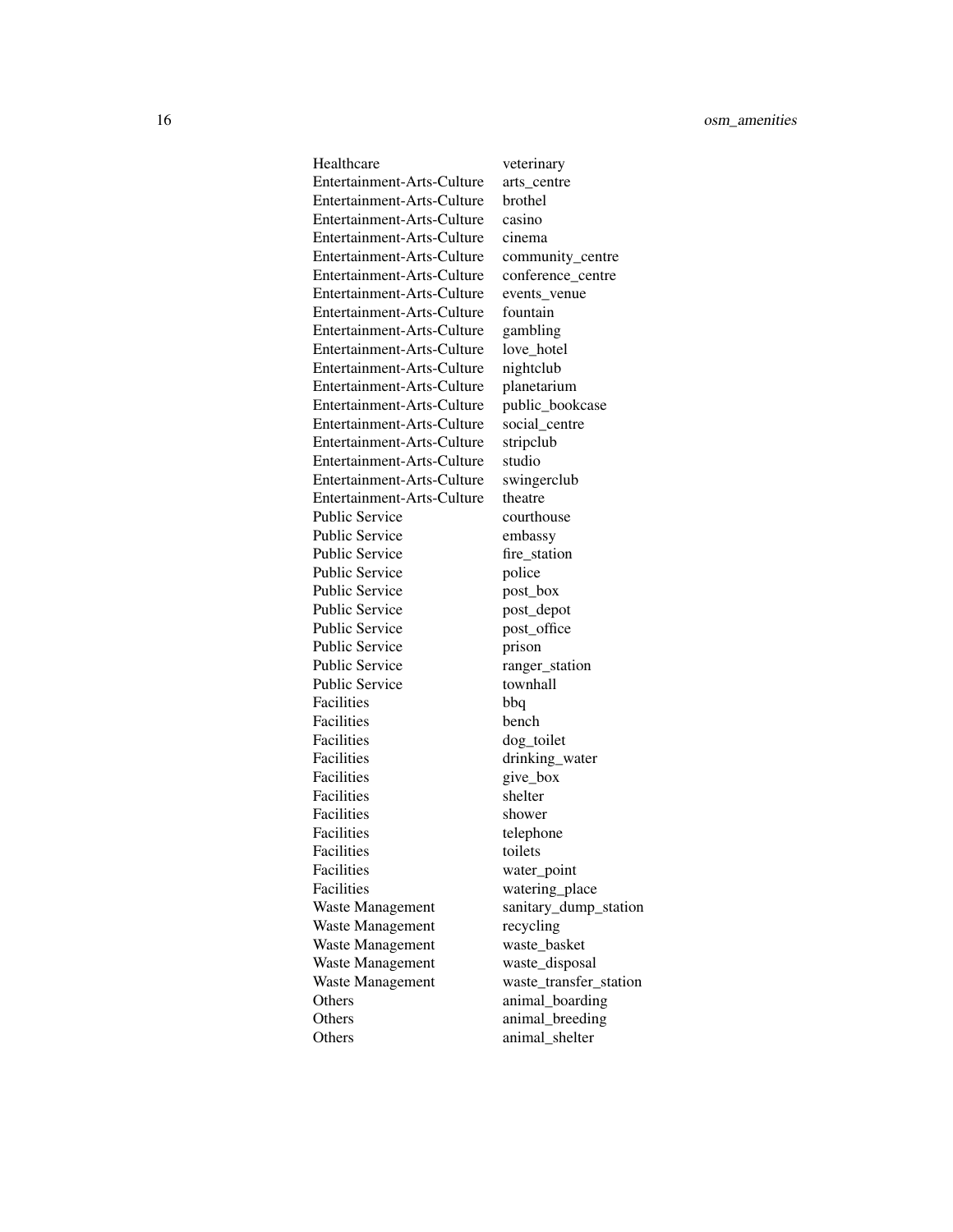| | |
|---|---|
| Healthcare | veterinary |
| Entertainment-Arts-Culture | arts_centre |
| Entertainment-Arts-Culture | brothel |
| Entertainment-Arts-Culture | casino |
| Entertainment-Arts-Culture | cinema |
| Entertainment-Arts-Culture | community_centre |
| Entertainment-Arts-Culture | conference_centre |
| Entertainment-Arts-Culture | events_venue |
| Entertainment-Arts-Culture | fountain |
| Entertainment-Arts-Culture | gambling |
| Entertainment-Arts-Culture | love_hotel |
| Entertainment-Arts-Culture | nightclub |
| Entertainment-Arts-Culture | planetarium |
| Entertainment-Arts-Culture | public_bookcase |
| Entertainment-Arts-Culture | social_centre |
| Entertainment-Arts-Culture | stripclub |
| Entertainment-Arts-Culture | studio |
| Entertainment-Arts-Culture | swingerclub |
| Entertainment-Arts-Culture | theatre |
| Public Service | courthouse |
| Public Service | embassy |
| Public Service | fire_station |
| Public Service | police |
| Public Service | post_box |
| Public Service | post_depot |
| Public Service | post_office |
| Public Service | prison |
| Public Service | ranger_station |
| Public Service | townhall |
| Facilities | bbq |
| Facilities | bench |
| Facilities | dog_toilet |
| Facilities | drinking_water |
| Facilities | give_box |
| Facilities | shelter |
| Facilities | shower |
| Facilities | telephone |
| Facilities | toilets |
| Facilities | water_point |
| Facilities | watering_place |
| Waste Management | sanitary_dump_station |
| Waste Management | recycling |
| Waste Management | waste_basket |
| Waste Management | waste_disposal |
| Waste Management | waste_transfer_station |
| Others | animal_boarding |
| Others | animal_breeding |
| Others | animal_shelter |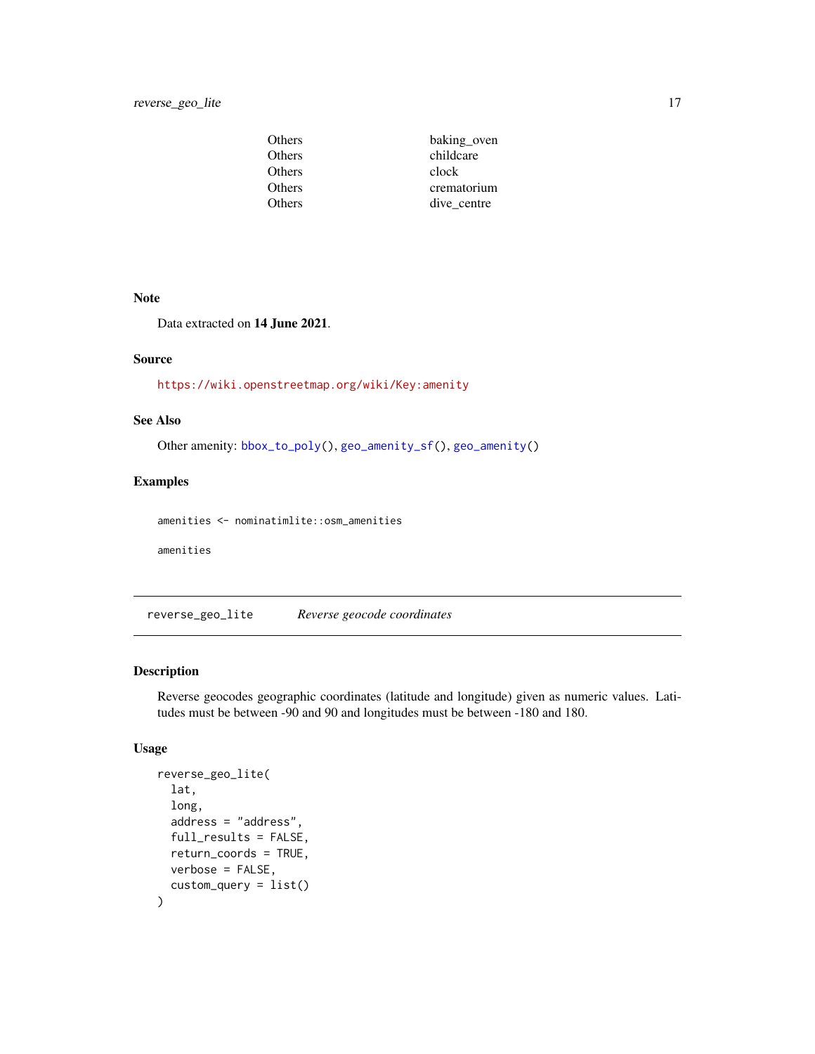| | |
|---|---|
| Others | baking_oven |
| Others | childcare |
| Others | clock |
| Others | crematorium |
| Others | dive_centre |

### Note

Data extracted on **14 June 2021**.

### Source

https://wiki.openstreetmap.org/wiki/Key:amenity

### See Also

Other amenity: `bbox_to_poly()`, `geo_amenity_sf()`, `geo_amenity()`

### Examples

```
amenities <- nominatimlite::osm_amenities

amenities
```

---

## reverse_geo_lite *Reverse geocode coordinates*

### Description

Reverse geocodes geographic coordinates (latitude and longitude) given as numeric values. Latitudes must be between -90 and 90 and longitudes must be between -180 and 180.

### Usage

```
reverse_geo_lite(
  lat,
  long,
  address = "address",
  full_results = FALSE,
  return_coords = TRUE,
  verbose = FALSE,
  custom_query = list()
)
```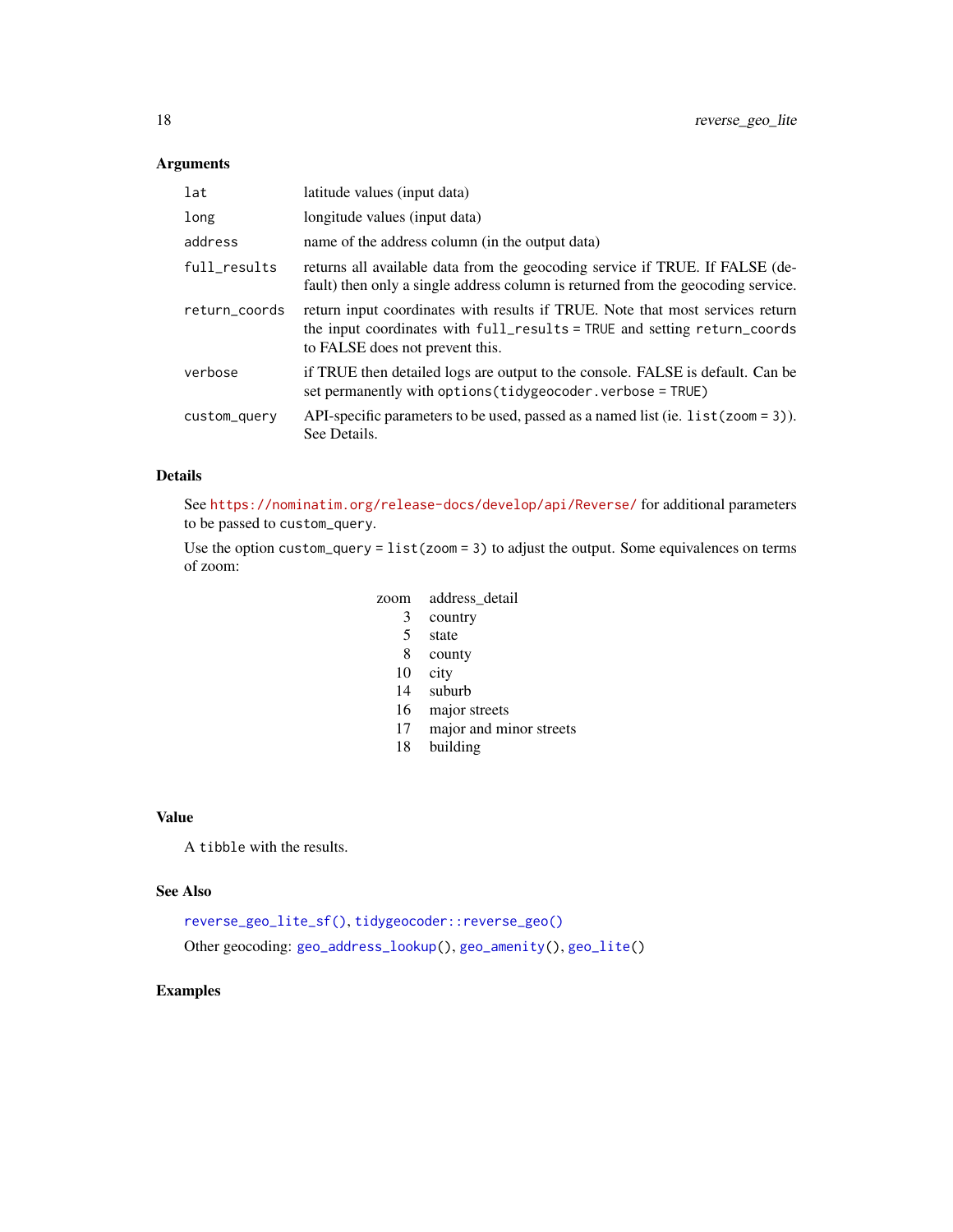### Arguments

| | |
|---|---|
| `lat` | latitude values (input data) |
| `long` | longitude values (input data) |
| `address` | name of the address column (in the output data) |
| `full_results` | returns all available data from the geocoding service if TRUE. If FALSE (default) then only a single address column is returned from the geocoding service. |
| `return_coords` | return input coordinates with results if TRUE. Note that most services return the input coordinates with `full_results = TRUE` and setting `return_coords` to FALSE does not prevent this. |
| `verbose` | if TRUE then detailed logs are output to the console. FALSE is default. Can be set permanently with `options(tidygeocoder.verbose = TRUE)` |
| `custom_query` | API-specific parameters to be used, passed as a named list (ie. `list(zoom = 3)`). See Details. |

### Details

See https://nominatim.org/release-docs/develop/api/Reverse/ for additional parameters to be passed to `custom_query`.

Use the option `custom_query = list(zoom = 3)` to adjust the output. Some equivalences on terms of zoom:

| zoom | address_detail |
|---|---|
| 3 | country |
| 5 | state |
| 8 | county |
| 10 | city |
| 14 | suburb |
| 16 | major streets |
| 17 | major and minor streets |
| 18 | building |

### Value

A `tibble` with the results.

### See Also

`reverse_geo_lite_sf()`, `tidygeocoder::reverse_geo()`

Other geocoding: `geo_address_lookup()`, `geo_amenity()`, `geo_lite()`

### Examples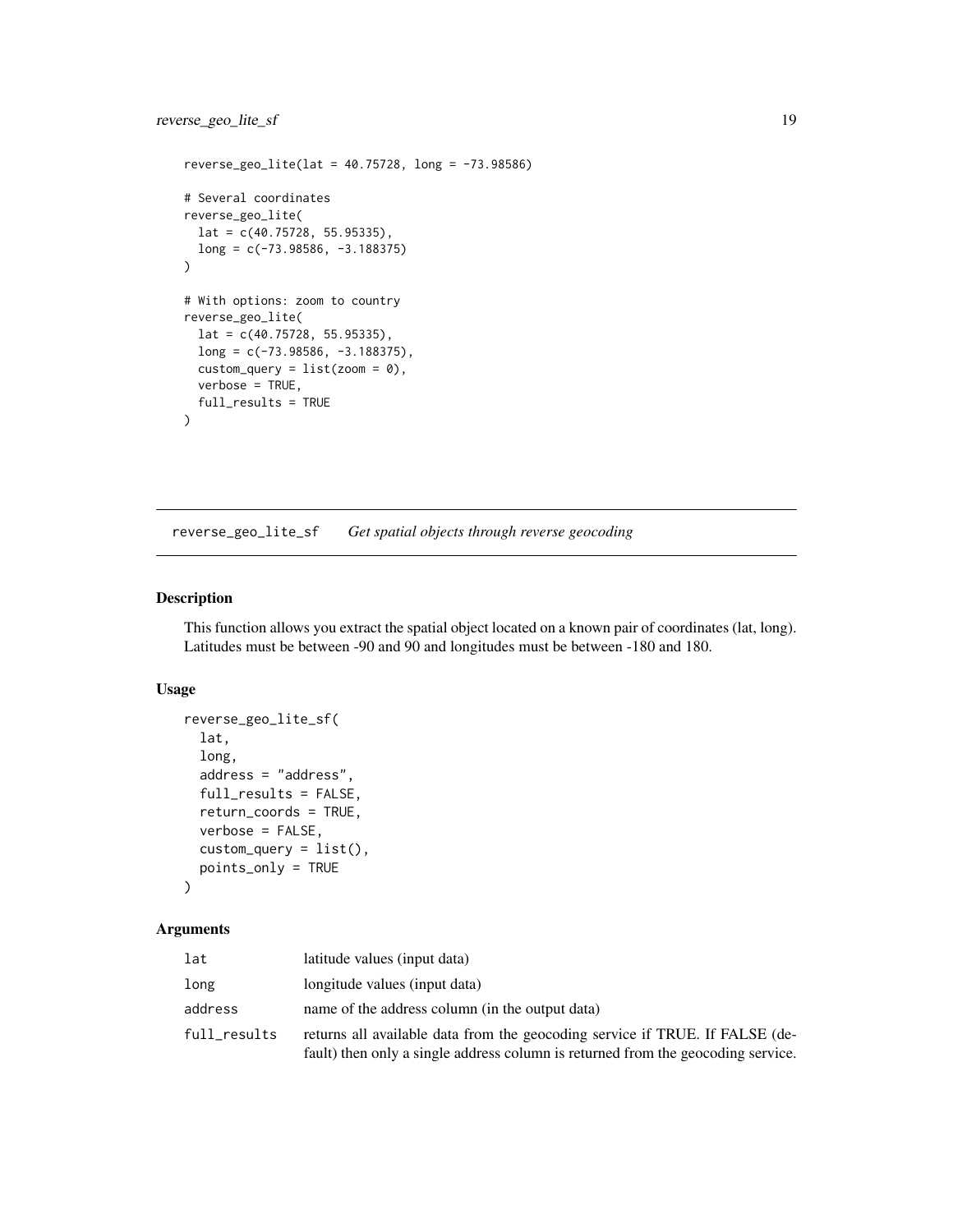```
reverse_geo_lite(lat = 40.75728, long = -73.98586)

# Several coordinates
reverse_geo_lite(
  lat = c(40.75728, 55.95335),
  long = c(-73.98586, -3.188375)
)

# With options: zoom to country
reverse_geo_lite(
  lat = c(40.75728, 55.95335),
  long = c(-73.98586, -3.188375),
  custom_query = list(zoom = 0),
  verbose = TRUE,
  full_results = TRUE
)
```

## reverse_geo_lite_sf — *Get spatial objects through reverse geocoding*

### Description

This function allows you extract the spatial object located on a known pair of coordinates (lat, long). Latitudes must be between -90 and 90 and longitudes must be between -180 and 180.

### Usage

```
reverse_geo_lite_sf(
  lat,
  long,
  address = "address",
  full_results = FALSE,
  return_coords = TRUE,
  verbose = FALSE,
  custom_query = list(),
  points_only = TRUE
)
```

### Arguments

| | |
|---|---|
| lat | latitude values (input data) |
| long | longitude values (input data) |
| address | name of the address column (in the output data) |
| full_results | returns all available data from the geocoding service if TRUE. If FALSE (default) then only a single address column is returned from the geocoding service. |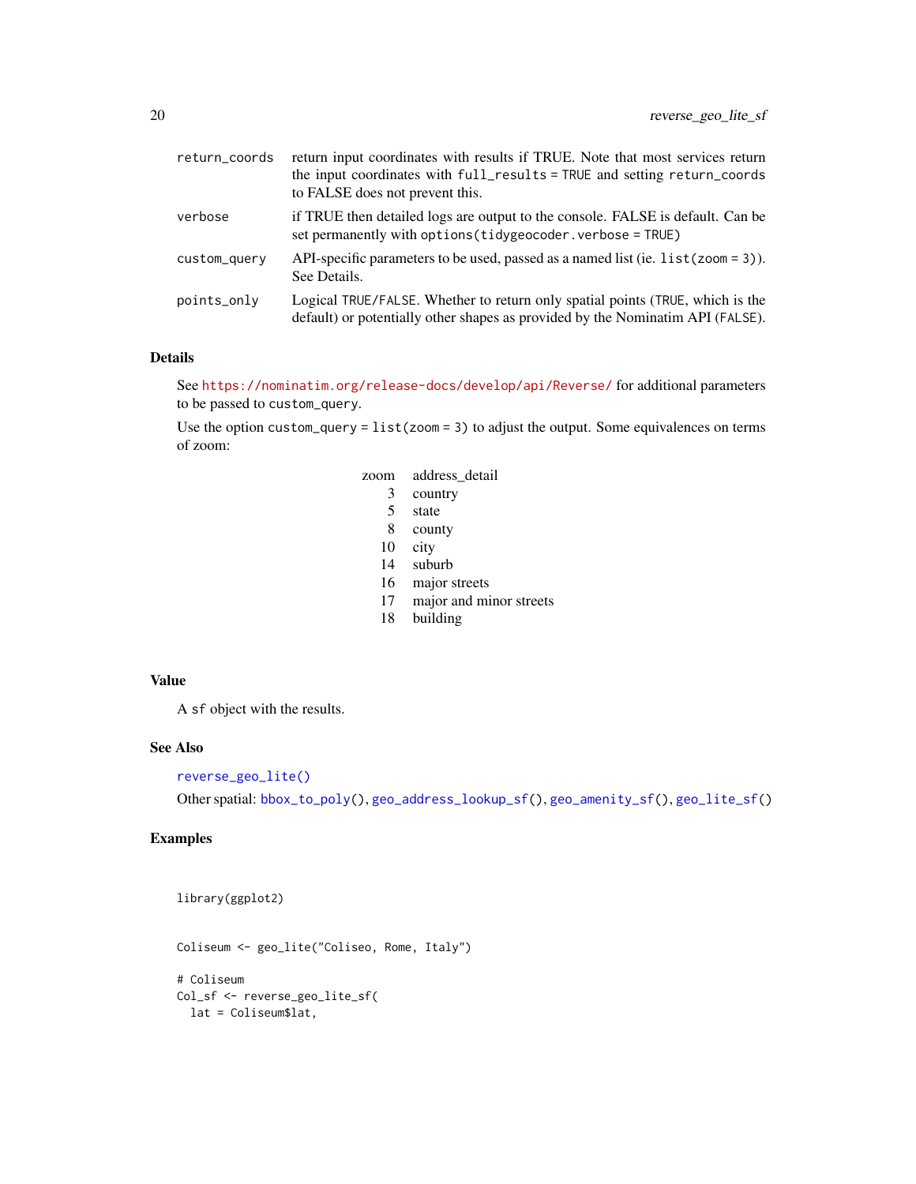| | |
|---|---|
| return_coords | return input coordinates with results if TRUE. Note that most services return the input coordinates with `full_results = TRUE` and setting `return_coords` to FALSE does not prevent this. |
| verbose | if TRUE then detailed logs are output to the console. FALSE is default. Can be set permanently with `options(tidygeocoder.verbose = TRUE)` |
| custom_query | API-specific parameters to be used, passed as a named list (ie. `list(zoom = 3)`). See Details. |
| points_only | Logical `TRUE/FALSE`. Whether to return only spatial points (`TRUE`, which is the default) or potentially other shapes as provided by the Nominatim API (`FALSE`). |

## Details

See https://nominatim.org/release-docs/develop/api/Reverse/ for additional parameters to be passed to `custom_query`.

Use the option `custom_query = list(zoom = 3)` to adjust the output. Some equivalences on terms of zoom:

| zoom | address_detail |
|---|---|
| 3 | country |
| 5 | state |
| 8 | county |
| 10 | city |
| 14 | suburb |
| 16 | major streets |
| 17 | major and minor streets |
| 18 | building |

## Value

A `sf` object with the results.

## See Also

`reverse_geo_lite()`

Other spatial: `bbox_to_poly()`, `geo_address_lookup_sf()`, `geo_amenity_sf()`, `geo_lite_sf()`

## Examples

```
library(ggplot2)


Coliseum <- geo_lite("Coliseo, Rome, Italy")

# Coliseum
Col_sf <- reverse_geo_lite_sf(
  lat = Coliseum$lat,
```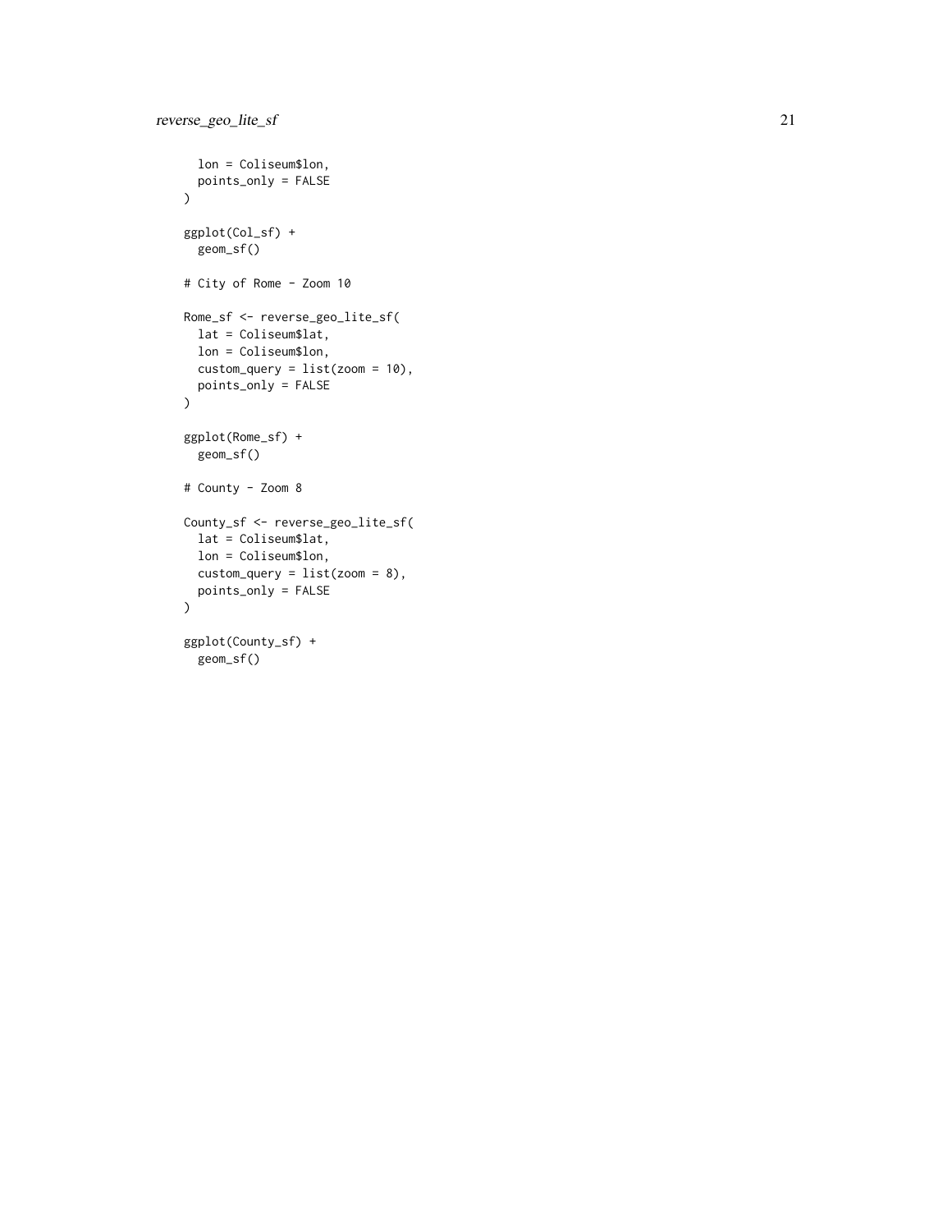```
  lon = Coliseum$lon,
  points_only = FALSE
)

ggplot(Col_sf) +
  geom_sf()

# City of Rome - Zoom 10

Rome_sf <- reverse_geo_lite_sf(
  lat = Coliseum$lat,
  lon = Coliseum$lon,
  custom_query = list(zoom = 10),
  points_only = FALSE
)

ggplot(Rome_sf) +
  geom_sf()

# County - Zoom 8

County_sf <- reverse_geo_lite_sf(
  lat = Coliseum$lat,
  lon = Coliseum$lon,
  custom_query = list(zoom = 8),
  points_only = FALSE
)

ggplot(County_sf) +
  geom_sf()
```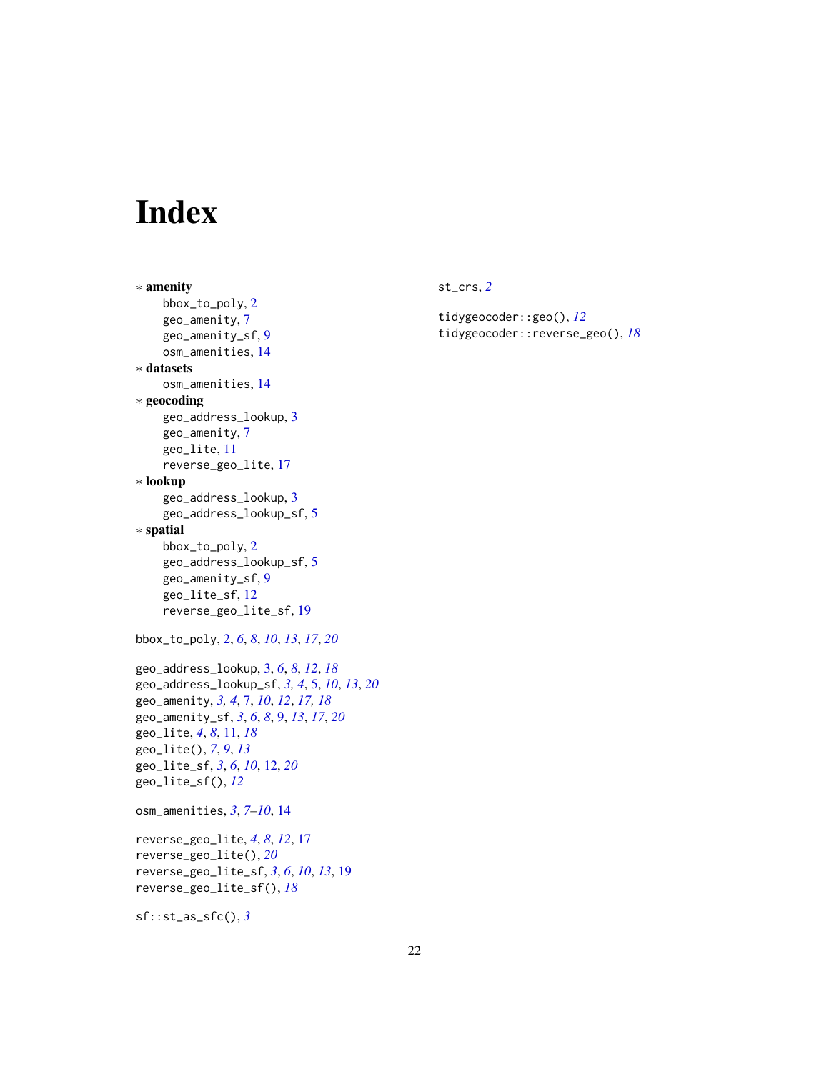# Index

* **amenity**
    - bbox_to_poly, 2
    - geo_amenity, 7
    - geo_amenity_sf, 9
    - osm_amenities, 14
* **datasets**
    - osm_amenities, 14
* **geocoding**
    - geo_address_lookup, 3
    - geo_amenity, 7
    - geo_lite, 11
    - reverse_geo_lite, 17
* **lookup**
    - geo_address_lookup, 3
    - geo_address_lookup_sf, 5
* **spatial**
    - bbox_to_poly, 2
    - geo_address_lookup_sf, 5
    - geo_amenity_sf, 9
    - geo_lite_sf, 12
    - reverse_geo_lite_sf, 19

bbox_to_poly, 2, *6*, *8*, *10*, *13*, *17*, *20*

geo_address_lookup, 3, *6*, *8*, *12*, *18*
geo_address_lookup_sf, *3, 4*, 5, *10*, *13*, *20*
geo_amenity, *3, 4*, 7, *10*, *12*, *17, 18*
geo_amenity_sf, *3*, *6*, *8*, 9, *13*, *17*, *20*
geo_lite, *4*, *8*, 11, *18*
geo_lite(), *7*, *9*, *13*
geo_lite_sf, *3*, *6*, *10*, 12, *20*
geo_lite_sf(), *12*

osm_amenities, *3*, *7–10*, 14

reverse_geo_lite, *4*, *8*, *12*, 17
reverse_geo_lite(), *20*
reverse_geo_lite_sf, *3*, *6*, *10*, *13*, 19
reverse_geo_lite_sf(), *18*

sf::st_as_sfc(), *3*
st_crs, *2*

tidygeocoder::geo(), *12*
tidygeocoder::reverse_geo(), *18*